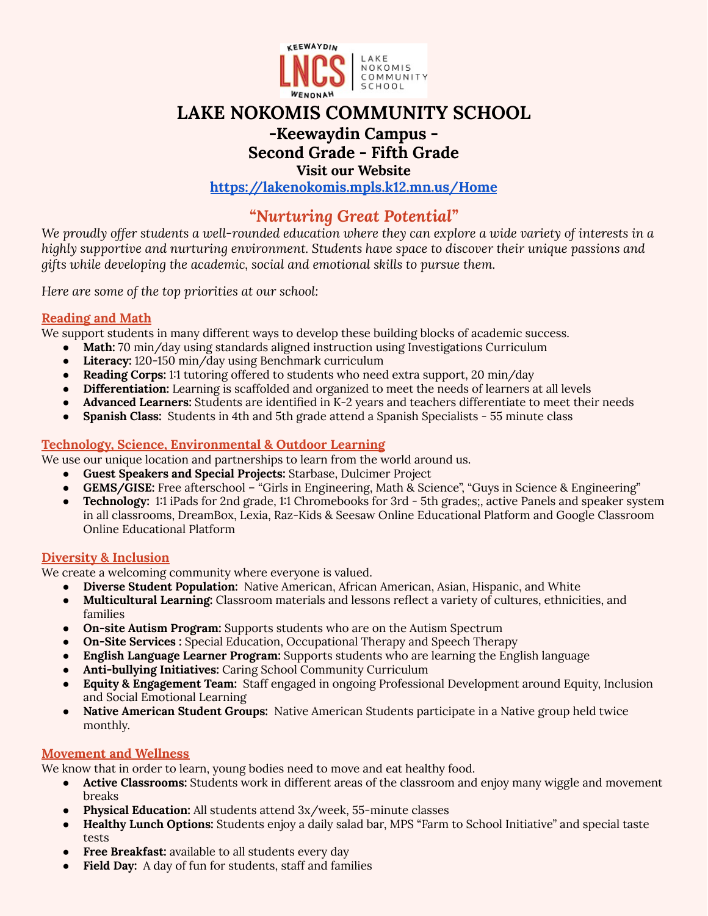# LAKE NOKOMIS COMMUNITY SCHOOL

## -Keewaydin Campus -

## Second Grade - Fifth Grade

### Visit our Website

**https://lakenokomis.mpls.k12.mn.us/Home**

## *"Nurturing Great Potential"*

*We proudly offer students a well-rounded education where they can explore a wide variety of interests in a highly supportive and nurturing environment. Students have space to discover their unique passions and gifts while developing the academic, social and emotional skills to pursue them.*

*Here are some of the top priorities at our school:*

### Reading and Math

We support students in many different ways to develop these building blocks of academic success.

- **Math:** 70 min/day using standards aligned instruction using Investigations Curriculum
- **Literacy:** 120-150 min/day using Benchmark curriculum
- **Reading Corps:** 1:1 tutoring offered to students who need extra support, 20 min/day
- **Differentiation:** Learning is scaffolded and organized to meet the needs of learners at all levels
- **Advanced Learners:** Students are identified in K-2 years and teachers differentiate to meet their needs
- **Spanish Class:** Students in 4th and 5th grade attend a Spanish Specialists - 55 minute class

### Technology, Science, Environmental & Outdoor Learning

We use our unique location and partnerships to learn from the world around us.

- **Guest Speakers and Special Projects:** Starbase, Dulcimer Project
- **GEMS/GISE:** Free afterschool – "Girls in Engineering, Math & Science", "Guys in Science & Engineering"
- **Technology:** 1:1 iPads for 2nd grade, 1:1 Chromebooks for 3rd - 5th grades;, active Panels and speaker system in all classrooms, DreamBox, Lexia, Raz-Kids & Seesaw Online Educational Platform and Google Classroom Online Educational Platform

### Diversity & Inclusion

We create a welcoming community where everyone is valued.

- **Diverse Student Population:** Native American, African American, Asian, Hispanic, and White
- **Multicultural Learning:** Classroom materials and lessons reflect a variety of cultures, ethnicities, and families
- **On-site Autism Program:** Supports students who are on the Autism Spectrum
- **On-Site Services :** Special Education, Occupational Therapy and Speech Therapy
- **English Language Learner Program:** Supports students who are learning the English language
- **Anti-bullying Initiatives:** Caring School Community Curriculum
- **Equity & Engagement Team:** Staff engaged in ongoing Professional Development around Equity, Inclusion and Social Emotional Learning
- **Native American Student Groups:** Native American Students participate in a Native group held twice monthly.

### Movement and Wellness

We know that in order to learn, young bodies need to move and eat healthy food.

- **Active Classrooms:** Students work in different areas of the classroom and enjoy many wiggle and movement breaks
- **Physical Education:** All students attend 3x/week, 55-minute classes
- **Healthy Lunch Options:** Students enjoy a daily salad bar, MPS "Farm to School Initiative" and special taste tests
- **Free Breakfast:** available to all students every day
- **Field Day:** A day of fun for students, staff and families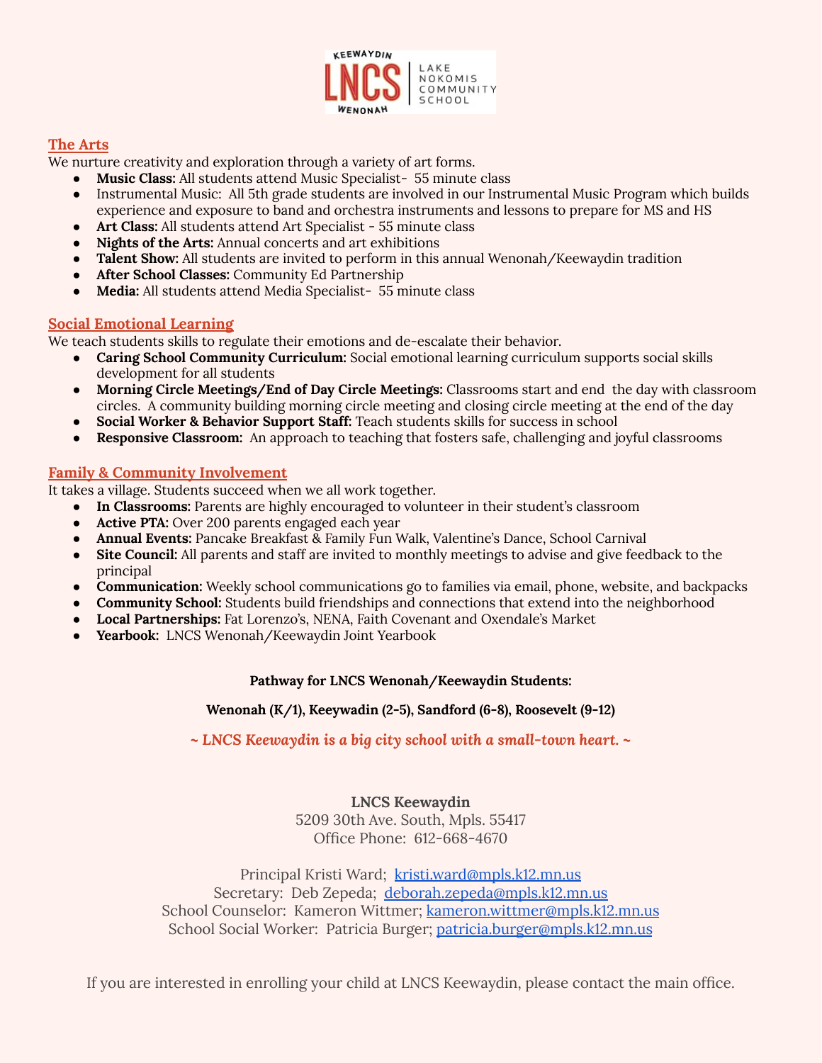## The Arts

We nurture creativity and exploration through a variety of art forms.

- **Music Class:** All students attend Music Specialist- 55 minute class
- Instrumental Music: All 5th grade students are involved in our Instrumental Music Program which builds experience and exposure to band and orchestra instruments and lessons to prepare for MS and HS
- **Art Class:** All students attend Art Specialist - 55 minute class
- **Nights of the Arts:** Annual concerts and art exhibitions
- **Talent Show:** All students are invited to perform in this annual Wenonah/Keewaydin tradition
- **After School Classes:** Community Ed Partnership
- **Media:** All students attend Media Specialist- 55 minute class

## Social Emotional Learning

We teach students skills to regulate their emotions and de-escalate their behavior.

- **Caring School Community Curriculum:** Social emotional learning curriculum supports social skills development for all students
- **Morning Circle Meetings/End of Day Circle Meetings:** Classrooms start and end the day with classroom circles. A community building morning circle meeting and closing circle meeting at the end of the day
- **Social Worker & Behavior Support Staff:** Teach students skills for success in school
- **Responsive Classroom:** An approach to teaching that fosters safe, challenging and joyful classrooms

## Family & Community Involvement

It takes a village. Students succeed when we all work together.

- **In Classrooms:** Parents are highly encouraged to volunteer in their student's classroom
- **Active PTA:** Over 200 parents engaged each year
- **Annual Events:** Pancake Breakfast & Family Fun Walk, Valentine's Dance, School Carnival
- **Site Council:** All parents and staff are invited to monthly meetings to advise and give feedback to the principal
- **Communication:** Weekly school communications go to families via email, phone, website, and backpacks
- **Community School:** Students build friendships and connections that extend into the neighborhood
- **Local Partnerships:** Fat Lorenzo's, NENA, Faith Covenant and Oxendale's Market
- **Yearbook:** LNCS Wenonah/Keewaydin Joint Yearbook

**Pathway for LNCS Wenonah/Keewaydin Students:**

**Wenonah (K/1), Keeywadin (2-5), Sandford (6-8), Roosevelt (9-12)**

*~ LNCS Keewaydin is a big city school with a small-town heart. ~*

**LNCS Keewaydin**
5209 30th Ave. South, Mpls. 55417
Office Phone: 612-668-4670

Principal Kristi Ward; kristi.ward@mpls.k12.mn.us
Secretary: Deb Zepeda; deborah.zepeda@mpls.k12.mn.us
School Counselor: Kameron Wittmer; kameron.wittmer@mpls.k12.mn.us
School Social Worker: Patricia Burger; patricia.burger@mpls.k12.mn.us

If you are interested in enrolling your child at LNCS Keewaydin, please contact the main office.